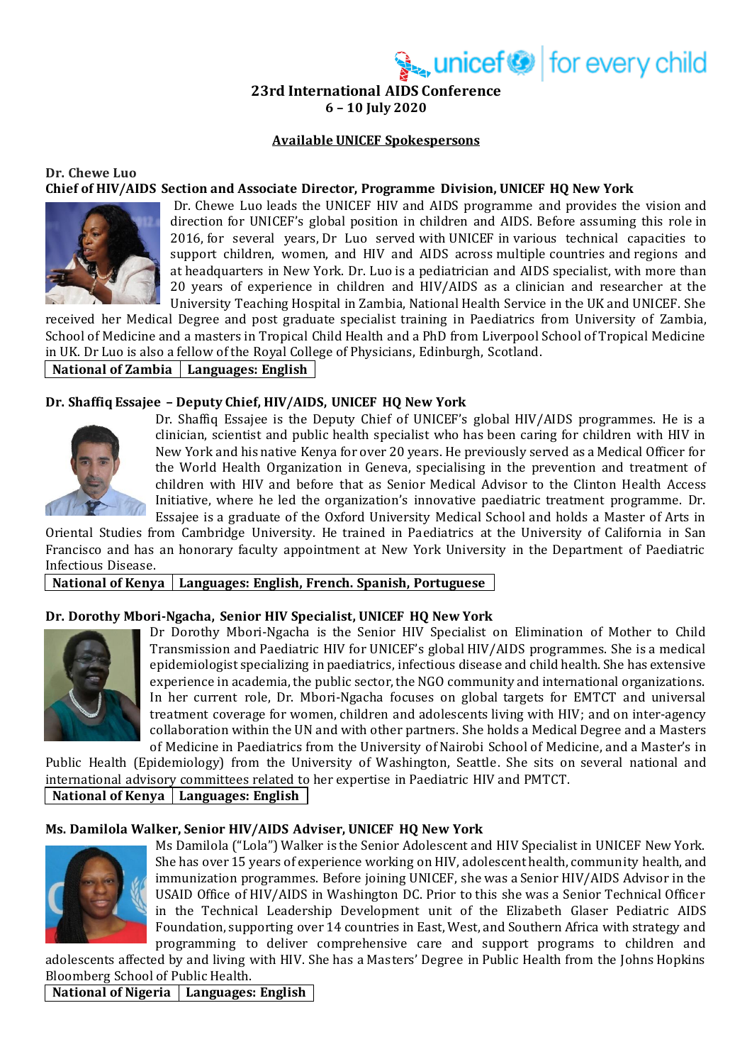**23rd International AIDS Conference**
**6 – 10 July 2020**

## Available UNICEF Spokespersons

### Dr. Chewe Luo
**Chief of HIV/AIDS Section and Associate Director, Programme Division, UNICEF HQ New York**

Dr. Chewe Luo leads the UNICEF HIV and AIDS programme and provides the vision and direction for UNICEF's global position in children and AIDS. Before assuming this role in 2016, for several years, Dr Luo served with UNICEF in various technical capacities to support children, women, and HIV and AIDS across multiple countries and regions and at headquarters in New York. Dr. Luo is a pediatrician and AIDS specialist, with more than 20 years of experience in children and HIV/AIDS as a clinician and researcher at the University Teaching Hospital in Zambia, National Health Service in the UK and UNICEF. She received her Medical Degree and post graduate specialist training in Paediatrics from University of Zambia, School of Medicine and a masters in Tropical Child Health and a PhD from Liverpool School of Tropical Medicine in UK. Dr Luo is also a fellow of the Royal College of Physicians, Edinburgh, Scotland.

| National of Zambia | Languages: English |
|---|---|

### Dr. Shaffiq Essajee – Deputy Chief, HIV/AIDS, UNICEF HQ New York

Dr. Shaffiq Essajee is the Deputy Chief of UNICEF's global HIV/AIDS programmes. He is a clinician, scientist and public health specialist who has been caring for children with HIV in New York and his native Kenya for over 20 years. He previously served as a Medical Officer for the World Health Organization in Geneva, specialising in the prevention and treatment of children with HIV and before that as Senior Medical Advisor to the Clinton Health Access Initiative, where he led the organization's innovative paediatric treatment programme. Dr. Essajee is a graduate of the Oxford University Medical School and holds a Master of Arts in Oriental Studies from Cambridge University. He trained in Paediatrics at the University of California in San Francisco and has an honorary faculty appointment at New York University in the Department of Paediatric Infectious Disease.

| National of Kenya | Languages: English, French. Spanish, Portuguese |
|---|---|

### Dr. Dorothy Mbori-Ngacha, Senior HIV Specialist, UNICEF HQ New York

Dr Dorothy Mbori-Ngacha is the Senior HIV Specialist on Elimination of Mother to Child Transmission and Paediatric HIV for UNICEF's global HIV/AIDS programmes. She is a medical epidemiologist specializing in paediatrics, infectious disease and child health. She has extensive experience in academia, the public sector, the NGO community and international organizations. In her current role, Dr. Mbori-Ngacha focuses on global targets for EMTCT and universal treatment coverage for women, children and adolescents living with HIV; and on inter-agency collaboration within the UN and with other partners. She holds a Medical Degree and a Masters of Medicine in Paediatrics from the University of Nairobi School of Medicine, and a Master's in Public Health (Epidemiology) from the University of Washington, Seattle. She sits on several national and international advisory committees related to her expertise in Paediatric HIV and PMTCT.

| National of Kenya | Languages: English |
|---|---|

### Ms. Damilola Walker, Senior HIV/AIDS Adviser, UNICEF HQ New York

Ms Damilola ("Lola") Walker is the Senior Adolescent and HIV Specialist in UNICEF New York. She has over 15 years of experience working on HIV, adolescent health, community health, and immunization programmes. Before joining UNICEF, she was a Senior HIV/AIDS Advisor in the USAID Office of HIV/AIDS in Washington DC. Prior to this she was a Senior Technical Officer in the Technical Leadership Development unit of the Elizabeth Glaser Pediatric AIDS Foundation, supporting over 14 countries in East, West, and Southern Africa with strategy and programming to deliver comprehensive care and support programs to children and adolescents affected by and living with HIV. She has a Masters' Degree in Public Health from the Johns Hopkins Bloomberg School of Public Health.

| National of Nigeria | Languages: English |
|---|---|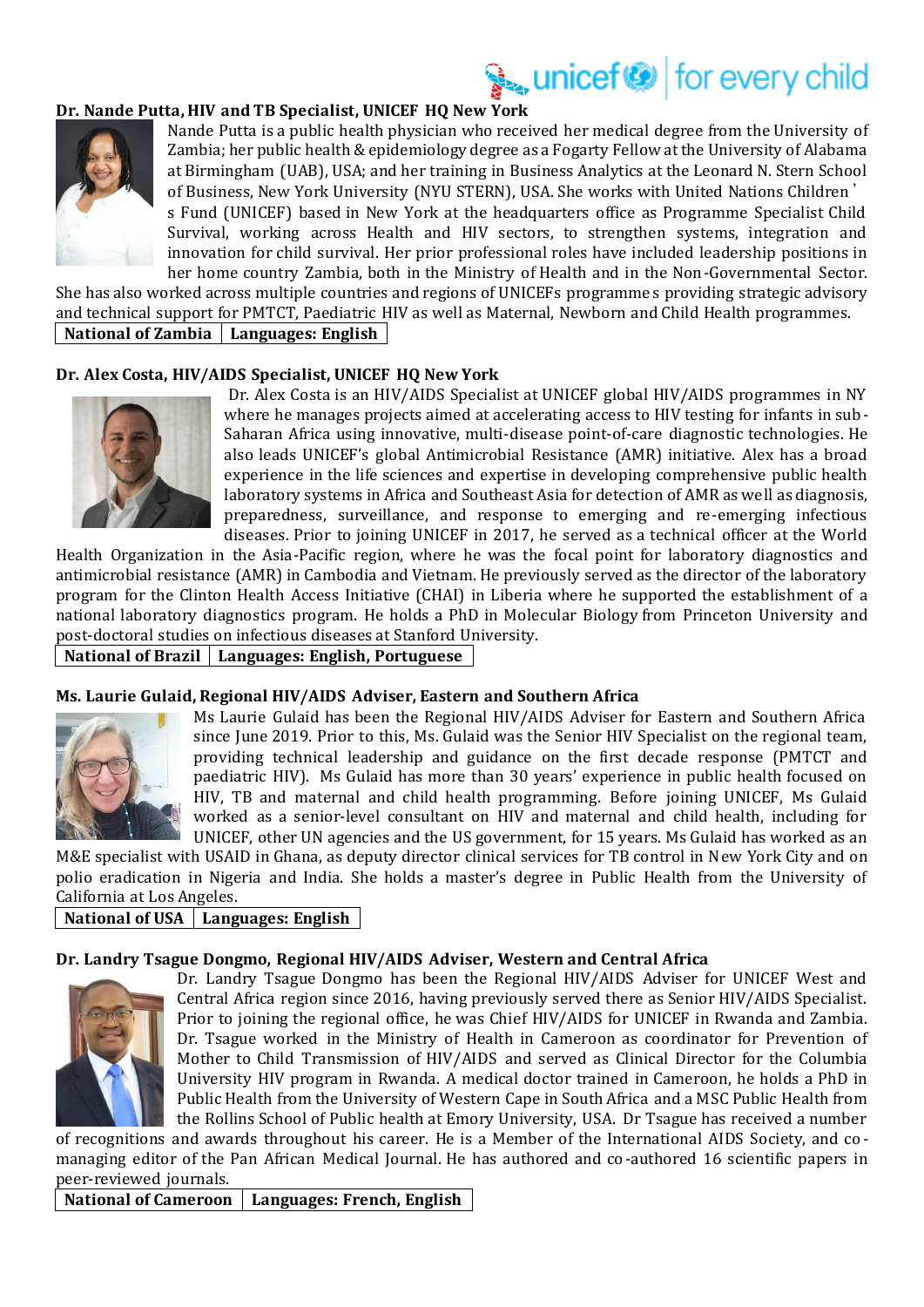### Dr. Nande Putta, HIV and TB Specialist, UNICEF HQ New York

Nande Putta is a public health physician who received her medical degree from the University of Zambia; her public health & epidemiology degree as a Fogarty Fellow at the University of Alabama at Birmingham (UAB), USA; and her training in Business Analytics at the Leonard N. Stern School of Business, New York University (NYU STERN), USA. She works with United Nations Children's Fund (UNICEF) based in New York at the headquarters office as Programme Specialist Child Survival, working across Health and HIV sectors, to strengthen systems, integration and innovation for child survival. Her prior professional roles have included leadership positions in her home country Zambia, both in the Ministry of Health and in the Non-Governmental Sector. She has also worked across multiple countries and regions of UNICEFs programmes providing strategic advisory and technical support for PMTCT, Paediatric HIV as well as Maternal, Newborn and Child Health programmes.

| National of Zambia | Languages: English |
|---|---|

### Dr. Alex Costa, HIV/AIDS Specialist, UNICEF HQ New York

Dr. Alex Costa is an HIV/AIDS Specialist at UNICEF global HIV/AIDS programmes in NY where he manages projects aimed at accelerating access to HIV testing for infants in sub-Saharan Africa using innovative, multi-disease point-of-care diagnostic technologies. He also leads UNICEF's global Antimicrobial Resistance (AMR) initiative. Alex has a broad experience in the life sciences and expertise in developing comprehensive public health laboratory systems in Africa and Southeast Asia for detection of AMR as well as diagnosis, preparedness, surveillance, and response to emerging and re-emerging infectious diseases. Prior to joining UNICEF in 2017, he served as a technical officer at the World Health Organization in the Asia-Pacific region, where he was the focal point for laboratory diagnostics and antimicrobial resistance (AMR) in Cambodia and Vietnam. He previously served as the director of the laboratory program for the Clinton Health Access Initiative (CHAI) in Liberia where he supported the establishment of a national laboratory diagnostics program. He holds a PhD in Molecular Biology from Princeton University and post-doctoral studies on infectious diseases at Stanford University.

| National of Brazil | Languages: English, Portuguese |
|---|---|

### Ms. Laurie Gulaid, Regional HIV/AIDS Adviser, Eastern and Southern Africa

Ms Laurie Gulaid has been the Regional HIV/AIDS Adviser for Eastern and Southern Africa since June 2019. Prior to this, Ms. Gulaid was the Senior HIV Specialist on the regional team, providing technical leadership and guidance on the first decade response (PMTCT and paediatric HIV). Ms Gulaid has more than 30 years' experience in public health focused on HIV, TB and maternal and child health programming. Before joining UNICEF, Ms Gulaid worked as a senior-level consultant on HIV and maternal and child health, including for UNICEF, other UN agencies and the US government, for 15 years. Ms Gulaid has worked as an M&E specialist with USAID in Ghana, as deputy director clinical services for TB control in New York City and on polio eradication in Nigeria and India. She holds a master's degree in Public Health from the University of California at Los Angeles.

| National of USA | Languages: English |
|---|---|

### Dr. Landry Tsague Dongmo, Regional HIV/AIDS Adviser, Western and Central Africa

Dr. Landry Tsague Dongmo has been the Regional HIV/AIDS Adviser for UNICEF West and Central Africa region since 2016, having previously served there as Senior HIV/AIDS Specialist. Prior to joining the regional office, he was Chief HIV/AIDS for UNICEF in Rwanda and Zambia. Dr. Tsague worked in the Ministry of Health in Cameroon as coordinator for Prevention of Mother to Child Transmission of HIV/AIDS and served as Clinical Director for the Columbia University HIV program in Rwanda. A medical doctor trained in Cameroon, he holds a PhD in Public Health from the University of Western Cape in South Africa and a MSC Public Health from the Rollins School of Public health at Emory University, USA. Dr Tsague has received a number of recognitions and awards throughout his career. He is a Member of the International AIDS Society, and co-managing editor of the Pan African Medical Journal. He has authored and co-authored 16 scientific papers in peer-reviewed journals.

| National of Cameroon | Languages: French, English |
|---|---|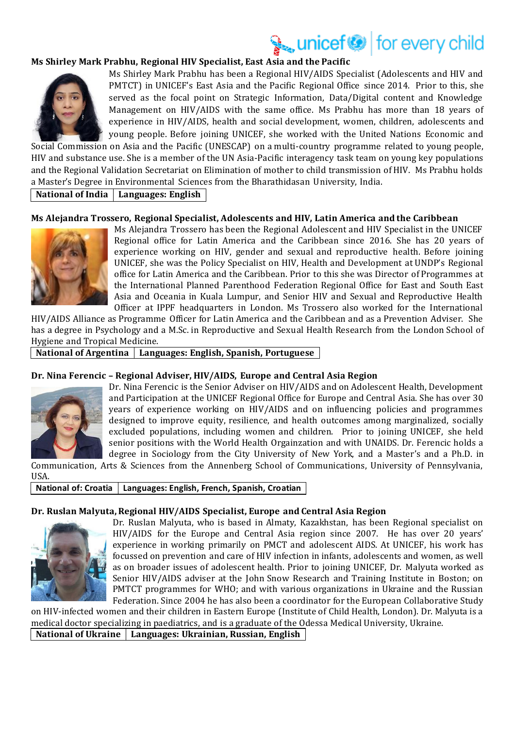### Ms Shirley Mark Prabhu, Regional HIV Specialist, East Asia and the Pacific

Ms Shirley Mark Prabhu has been a Regional HIV/AIDS Specialist (Adolescents and HIV and PMTCT) in UNICEF's East Asia and the Pacific Regional Office since 2014. Prior to this, she served as the focal point on Strategic Information, Data/Digital content and Knowledge Management on HIV/AIDS with the same office. Ms Prabhu has more than 18 years of experience in HIV/AIDS, health and social development, women, children, adolescents and young people. Before joining UNICEF, she worked with the United Nations Economic and Social Commission on Asia and the Pacific (UNESCAP) on a multi-country programme related to young people, HIV and substance use. She is a member of the UN Asia-Pacific interagency task team on young key populations and the Regional Validation Secretariat on Elimination of mother to child transmission of HIV. Ms Prabhu holds a Master's Degree in Environmental Sciences from the Bharathidasan University, India.

| National of India | Languages: English |
|---|---|

### Ms Alejandra Trossero, Regional Specialist, Adolescents and HIV, Latin America and the Caribbean

Ms Alejandra Trossero has been the Regional Adolescent and HIV Specialist in the UNICEF Regional office for Latin America and the Caribbean since 2016. She has 20 years of experience working on HIV, gender and sexual and reproductive health. Before joining UNICEF, she was the Policy Specialist on HIV, Health and Development at UNDP's Regional office for Latin America and the Caribbean. Prior to this she was Director of Programmes at the International Planned Parenthood Federation Regional Office for East and South East Asia and Oceania in Kuala Lumpur, and Senior HIV and Sexual and Reproductive Health Officer at IPPF headquarters in London. Ms Trossero also worked for the International HIV/AIDS Alliance as Programme Officer for Latin America and the Caribbean and as a Prevention Adviser. She has a degree in Psychology and a M.Sc. in Reproductive and Sexual Health Research from the London School of Hygiene and Tropical Medicine.

| National of Argentina | Languages: English, Spanish, Portuguese |
|---|---|

### Dr. Nina Ferencic – Regional Adviser, HIV/AIDS, Europe and Central Asia Region

Dr. Nina Ferencic is the Senior Adviser on HIV/AIDS and on Adolescent Health, Development and Participation at the UNICEF Regional Office for Europe and Central Asia. She has over 30 years of experience working on HIV/AIDS and on influencing policies and programmes designed to improve equity, resilience, and health outcomes among marginalized, socially excluded populations, including women and children. Prior to joining UNICEF, she held senior positions with the World Health Orgainzation and with UNAIDS. Dr. Ferencic holds a degree in Sociology from the City University of New York, and a Master's and a Ph.D. in Communication, Arts & Sciences from the Annenberg School of Communications, University of Pennsylvania, USA.

| National of: Croatia | Languages: English, French, Spanish, Croatian |
|---|---|

### Dr. Ruslan Malyuta, Regional HIV/AIDS Specialist, Europe and Central Asia Region

Dr. Ruslan Malyuta, who is based in Almaty, Kazakhstan, has been Regional specialist on HIV/AIDS for the Europe and Central Asia region since 2007. He has over 20 years' experience in working primarily on PMCT and adolescent AIDS. At UNICEF, his work has focussed on prevention and care of HIV infection in infants, adolescents and women, as well as on broader issues of adolescent health. Prior to joining UNICEF, Dr. Malyuta worked as Senior HIV/AIDS adviser at the John Snow Research and Training Institute in Boston; on PMTCT programmes for WHO; and with various organizations in Ukraine and the Russian Federation. Since 2004 he has also been a coordinator for the European Collaborative Study on HIV-infected women and their children in Eastern Europe (Institute of Child Health, London). Dr. Malyuta is a medical doctor specializing in paediatrics, and is a graduate of the Odessa Medical University, Ukraine.

| National of Ukraine | Languages: Ukrainian, Russian, English |
|---|---|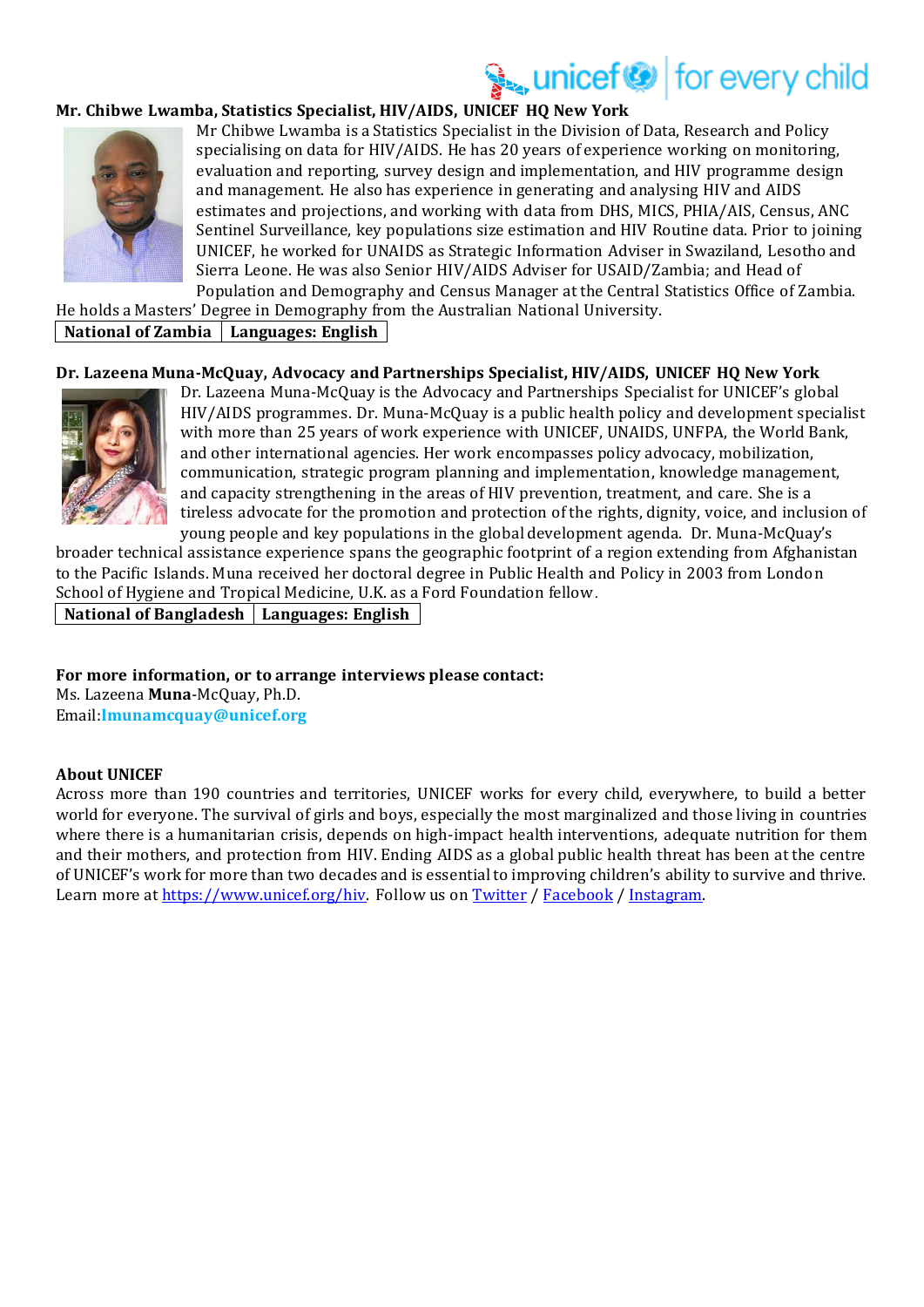**Mr. Chibwe Lwamba, Statistics Specialist, HIV/AIDS, UNICEF HQ New York**

Mr Chibwe Lwamba is a Statistics Specialist in the Division of Data, Research and Policy specialising on data for HIV/AIDS. He has 20 years of experience working on monitoring, evaluation and reporting, survey design and implementation, and HIV programme design and management. He also has experience in generating and analysing HIV and AIDS estimates and projections, and working with data from DHS, MICS, PHIA/AIS, Census, ANC Sentinel Surveillance, key populations size estimation and HIV Routine data. Prior to joining UNICEF, he worked for UNAIDS as Strategic Information Adviser in Swaziland, Lesotho and Sierra Leone. He was also Senior HIV/AIDS Adviser for USAID/Zambia; and Head of Population and Demography and Census Manager at the Central Statistics Office of Zambia. He holds a Masters' Degree in Demography from the Australian National University.

| | |
|---|---|
| **National of Zambia** | **Languages: English** |

**Dr. Lazeena Muna-McQuay, Advocacy and Partnerships Specialist, HIV/AIDS, UNICEF HQ New York**

Dr. Lazeena Muna-McQuay is the Advocacy and Partnerships Specialist for UNICEF's global HIV/AIDS programmes. Dr. Muna-McQuay is a public health policy and development specialist with more than 25 years of work experience with UNICEF, UNAIDS, UNFPA, the World Bank, and other international agencies. Her work encompasses policy advocacy, mobilization, communication, strategic program planning and implementation, knowledge management, and capacity strengthening in the areas of HIV prevention, treatment, and care. She is a tireless advocate for the promotion and protection of the rights, dignity, voice, and inclusion of young people and key populations in the global development agenda. Dr. Muna-McQuay's broader technical assistance experience spans the geographic footprint of a region extending from Afghanistan to the Pacific Islands. Muna received her doctoral degree in Public Health and Policy in 2003 from London School of Hygiene and Tropical Medicine, U.K. as a Ford Foundation fellow.

| | |
|---|---|
| **National of Bangladesh** | **Languages: English** |

**For more information, or to arrange interviews please contact:**
Ms. Lazeena **Muna**-McQuay, Ph.D.
Email:**lmunamcquay@unicef.org**

**About UNICEF**

Across more than 190 countries and territories, UNICEF works for every child, everywhere, to build a better world for everyone. The survival of girls and boys, especially the most marginalized and those living in countries where there is a humanitarian crisis, depends on high-impact health interventions, adequate nutrition for them and their mothers, and protection from HIV. Ending AIDS as a global public health threat has been at the centre of UNICEF's work for more than two decades and is essential to improving children's ability to survive and thrive. Learn more at https://www.unicef.org/hiv. Follow us on Twitter / Facebook / Instagram.